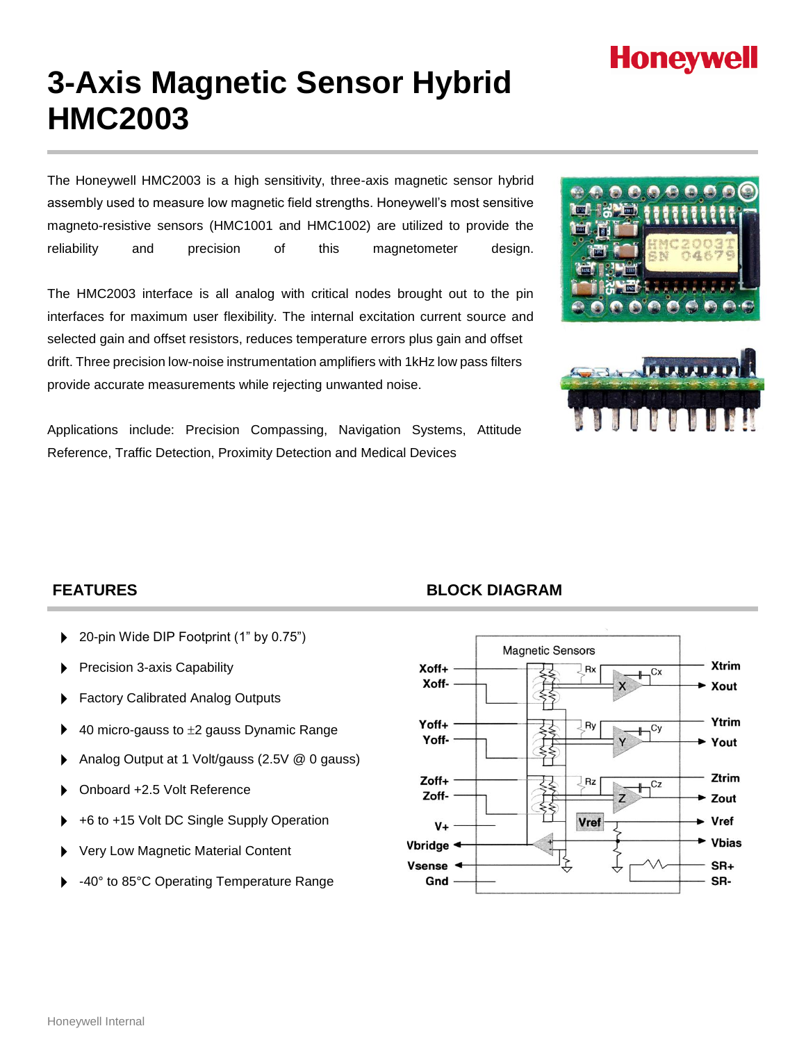Honeywell

# 3-Axis Magnetic Sensor Hybrid HMC2003

The Honeywell HMC2003 is a high sensitivity, three-axis magnetic sensor hybrid assembly used to measure low magnetic field strengths. Honeywell's most sensitive magneto-resistive sensors (HMC1001 and HMC1002) are utilized to provide the reliability and precision of this magnetometer design.

The HMC2003 interface is all analog with critical nodes brought out to the pin interfaces for maximum user flexibility. The internal excitation current source and selected gain and offset resistors, reduces temperature errors plus gain and offset drift. Three precision low-noise instrumentation amplifiers with 1kHz low pass filters provide accurate measurements while rejecting unwanted noise.

Applications include: Precision Compassing, Navigation Systems, Attitude Reference, Traffic Detection, Proximity Detection and Medical Devices

## FEATURES

- 20-pin Wide DIP Footprint (1" by 0.75")
- Precision 3-axis Capability
- Factory Calibrated Analog Outputs
- 40 micro-gauss to ±2 gauss Dynamic Range
- Analog Output at 1 Volt/gauss (2.5V @ 0 gauss)
- Onboard +2.5 Volt Reference
- +6 to +15 Volt DC Single Supply Operation
- Very Low Magnetic Material Content
- -40° to 85°C Operating Temperature Range

## BLOCK DIAGRAM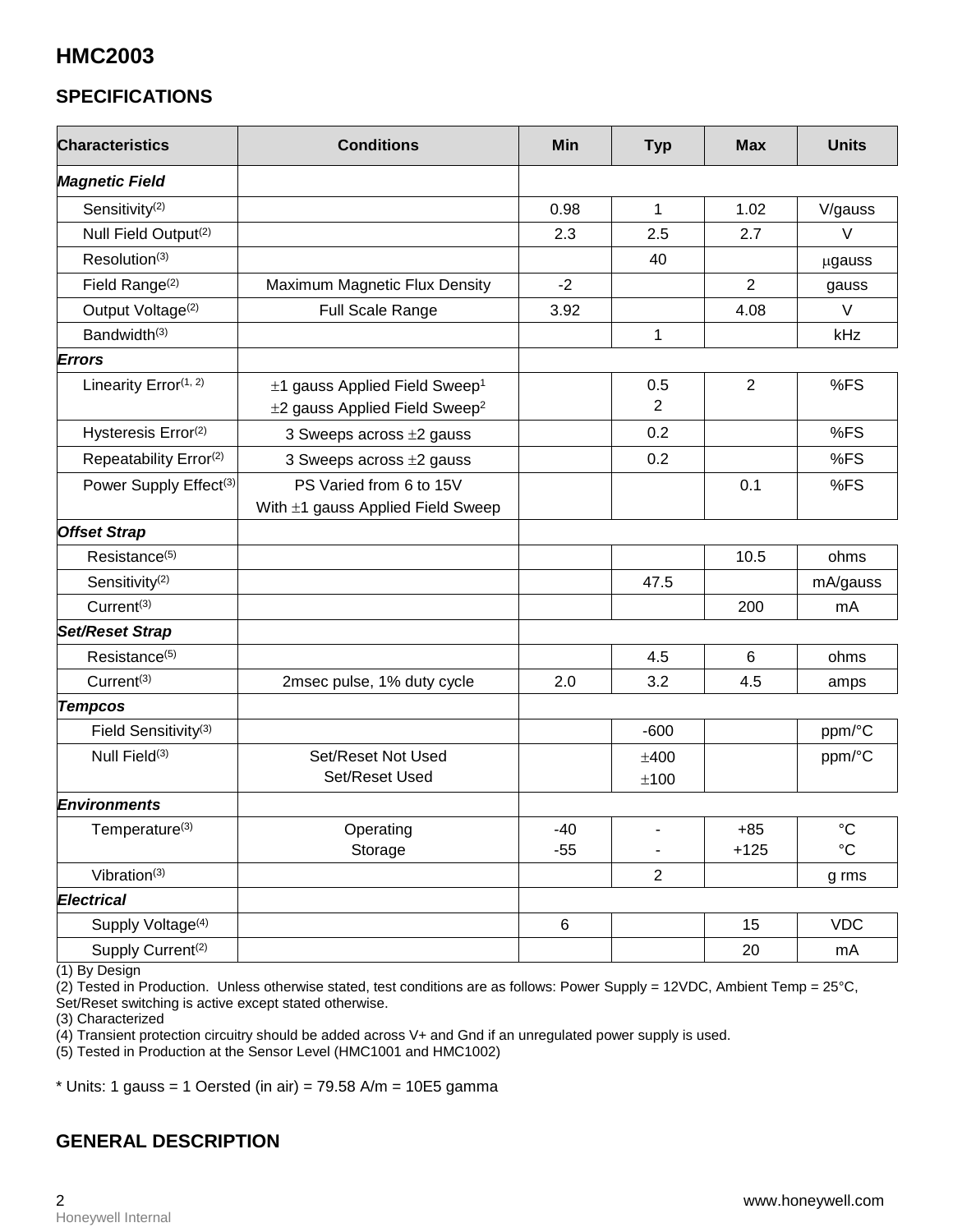# HMC2003

## SPECIFICATIONS

| Characteristics | Conditions | Min | Typ | Max | Units |
|---|---|---|---|---|---|
| ***Magnetic Field*** | | | | | |
| Sensitivity(2) | | 0.98 | 1 | 1.02 | V/gauss |
| Null Field Output(2) | | 2.3 | 2.5 | 2.7 | V |
| Resolution(3) | | | 40 | | μgauss |
| Field Range(2) | Maximum Magnetic Flux Density | -2 | | 2 | gauss |
| Output Voltage(2) | Full Scale Range | 3.92 | | 4.08 | V |
| Bandwidth(3) | | | 1 | | kHz |
| ***Errors*** | | | | | |
| Linearity Error(1, 2) | ±1 gauss Applied Field Sweep[1]<br>±2 gauss Applied Field Sweep[2] | | 0.5<br>2 | 2 | %FS |
| Hysteresis Error(2) | 3 Sweeps across ±2 gauss | | 0.2 | | %FS |
| Repeatability Error(2) | 3 Sweeps across ±2 gauss | | 0.2 | | %FS |
| Power Supply Effect(3) | PS Varied from 6 to 15V<br>With ±1 gauss Applied Field Sweep | | | 0.1 | %FS |
| ***Offset Strap*** | | | | | |
| Resistance(5) | | | | 10.5 | ohms |
| Sensitivity(2) | | | 47.5 | | mA/gauss |
| Current(3) | | | | 200 | mA |
| ***Set/Reset Strap*** | | | | | |
| Resistance(5) | | | 4.5 | 6 | ohms |
| Current(3) | 2msec pulse, 1% duty cycle | 2.0 | 3.2 | 4.5 | amps |
| ***Tempcos*** | | | | | |
| Field Sensitivity(3) | | | -600 | | ppm/°C |
| Null Field(3) | Set/Reset Not Used<br>Set/Reset Used | | ±400<br>±100 | | ppm/°C |
| ***Environments*** | | | | | |
| Temperature(3) | Operating<br>Storage | -40<br>-55 | -<br>- | +85<br>+125 | °C<br>°C |
| Vibration(3) | | | 2 | | g rms |
| ***Electrical*** | | | | | |
| Supply Voltage(4) | | 6 | | 15 | VDC |
| Supply Current(2) | | | | 20 | mA |

(1) By Design
(2) Tested in Production. Unless otherwise stated, test conditions are as follows: Power Supply = 12VDC, Ambient Temp = 25°C, Set/Reset switching is active except stated otherwise.
(3) Characterized
(4) Transient protection circuitry should be added across V+ and Gnd if an unregulated power supply is used.
(5) Tested in Production at the Sensor Level (HMC1001 and HMC1002)

* Units: 1 gauss = 1 Oersted (in air) = 79.58 A/m = 10E5 gamma

## GENERAL DESCRIPTION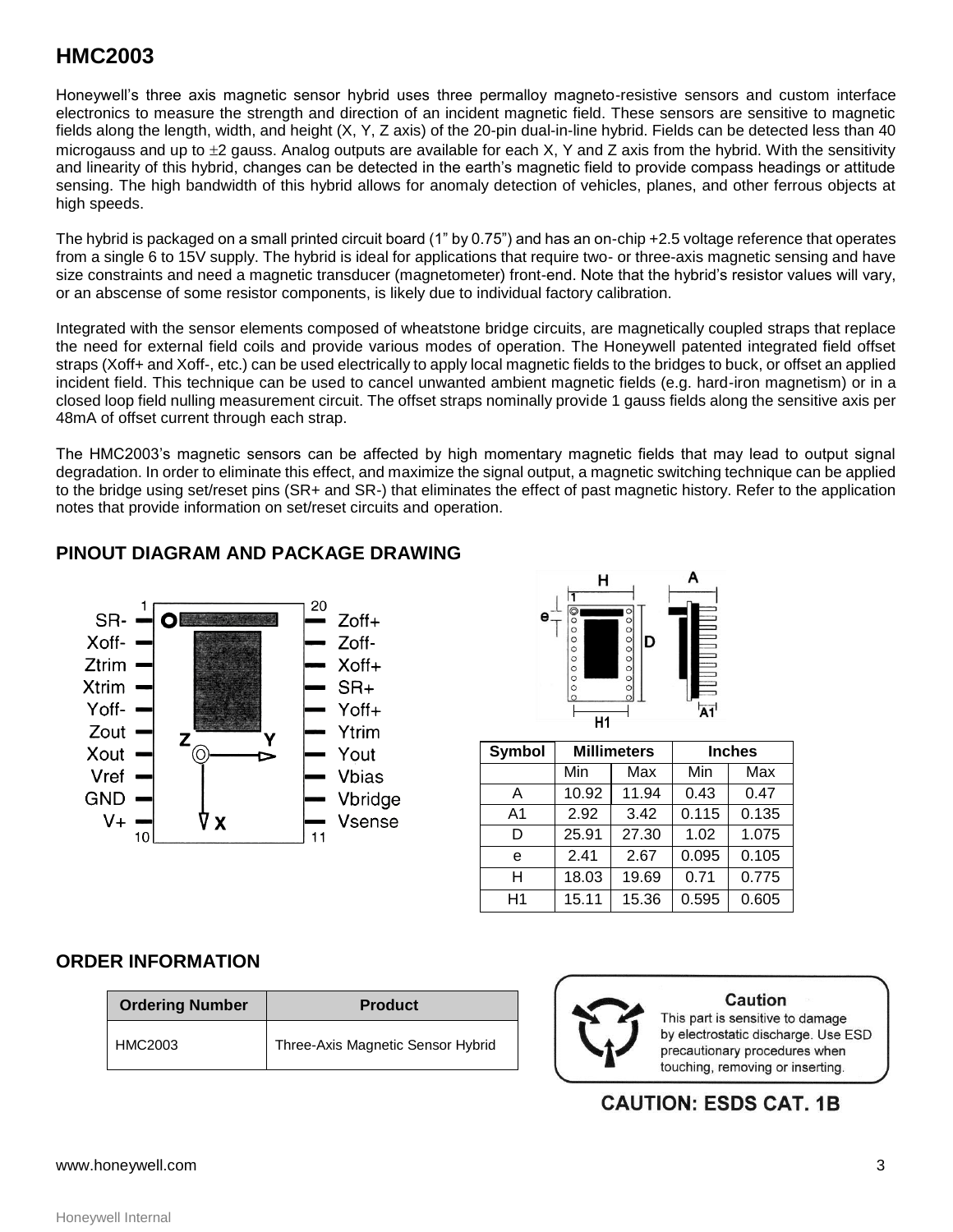## HMC2003

Honeywell's three axis magnetic sensor hybrid uses three permalloy magneto-resistive sensors and custom interface electronics to measure the strength and direction of an incident magnetic field. These sensors are sensitive to magnetic fields along the length, width, and height (X, Y, Z axis) of the 20-pin dual-in-line hybrid. Fields can be detected less than 40 microgauss and up to ±2 gauss. Analog outputs are available for each X, Y and Z axis from the hybrid. With the sensitivity and linearity of this hybrid, changes can be detected in the earth's magnetic field to provide compass headings or attitude sensing. The high bandwidth of this hybrid allows for anomaly detection of vehicles, planes, and other ferrous objects at high speeds.

The hybrid is packaged on a small printed circuit board (1" by 0.75") and has an on-chip +2.5 voltage reference that operates from a single 6 to 15V supply. The hybrid is ideal for applications that require two- or three-axis magnetic sensing and have size constraints and need a magnetic transducer (magnetometer) front-end. Note that the hybrid's resistor values will vary, or an abscense of some resistor components, is likely due to individual factory calibration.

Integrated with the sensor elements composed of wheatstone bridge circuits, are magnetically coupled straps that replace the need for external field coils and provide various modes of operation. The Honeywell patented integrated field offset straps (Xoff+ and Xoff-, etc.) can be used electrically to apply local magnetic fields to the bridges to buck, or offset an applied incident field. This technique can be used to cancel unwanted ambient magnetic fields (e.g. hard-iron magnetism) or in a closed loop field nulling measurement circuit. The offset straps nominally provide 1 gauss fields along the sensitive axis per 48mA of offset current through each strap.

The HMC2003's magnetic sensors can be affected by high momentary magnetic fields that may lead to output signal degradation. In order to eliminate this effect, and maximize the signal output, a magnetic switching technique can be applied to the bridge using set/reset pins (SR+ and SR-) that eliminates the effect of past magnetic history. Refer to the application notes that provide information on set/reset circuits and operation.

### PINOUT DIAGRAM AND PACKAGE DRAWING

| Pin | Name | Pin | Name |
|---|---|---|---|
| 1 | SR- | 20 | Zoff+ |
| 2 | Xoff- | 19 | Zoff- |
| 3 | Ztrim | 18 | Xoff+ |
| 4 | Xtrim | 17 | SR+ |
| 5 | Yoff- | 16 | Yoff+ |
| 6 | Zout | 15 | Ytrim |
| 7 | Xout | 14 | Yout |
| 8 | Vref | 13 | Vbias |
| 9 | GND | 12 | Vbridge |
| 10 | V+ | 11 | Vsense |

| Symbol | Millimeters | | Inches | |
|---|---|---|---|---|
| | Min | Max | Min | Max |
| A | 10.92 | 11.94 | 0.43 | 0.47 |
| A1 | 2.92 | 3.42 | 0.115 | 0.135 |
| D | 25.91 | 27.30 | 1.02 | 1.075 |
| e | 2.41 | 2.67 | 0.095 | 0.105 |
| H | 18.03 | 19.69 | 0.71 | 0.775 |
| H1 | 15.11 | 15.36 | 0.595 | 0.605 |

### ORDER INFORMATION

| Ordering Number | Product |
|---|---|
| HMC2003 | Three-Axis Magnetic Sensor Hybrid |

**Caution**
This part is sensitive to damage by electrostatic discharge. Use ESD precautionary procedures when touching, removing or inserting.

**CAUTION: ESDS CAT. 1B**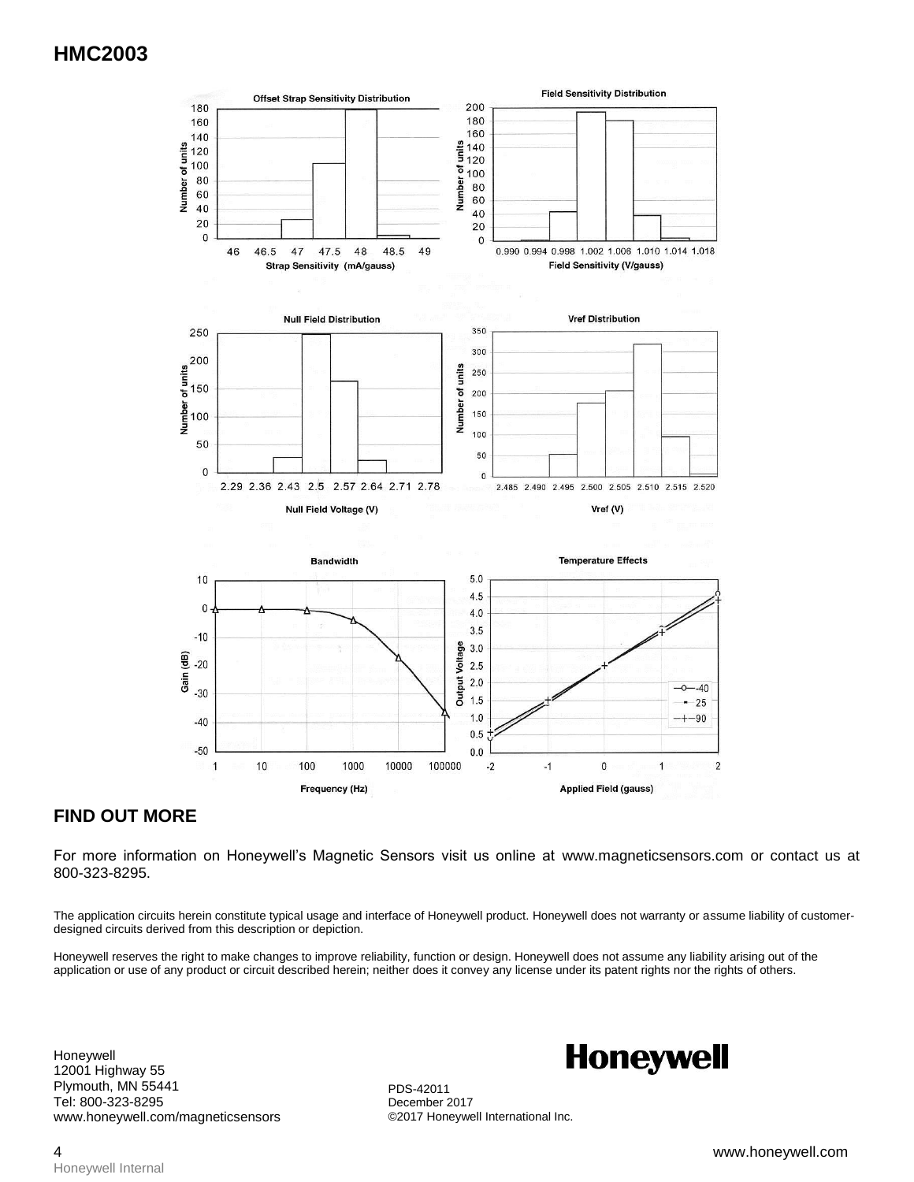Offset Strap Sensitivity Distribution

180
160
140
120
100
80
60
40
20
0

Number of units

46 46.5 47 47.5 48 48.5 49

Strap Sensitivity (mA/gauss)

Field Sensitivity Distribution

200
180
160
140
120
100
80
60
40
20
0

Number of units

0.990 0.994 0.998 1.002 1.006 1.010 1.014 1.018

Field Sensitivity (V/gauss)

Null Field Distribution

250
200
150
100
50
0

Number of units

2.29 2.36 2.43 2.5 2.57 2.64 2.71 2.78

Null Field Voltage (V)

Vref Distribution

350
300
250
200
150
100
50
0

Number of units

2.485 2.490 2.495 2.500 2.505 2.510 2.515 2.520

Vref (V)

Bandwidth

10
0
-10
-20
-30
-40
-50

Gain (dB)

1 10 100 1000 10000 100000

Frequency (Hz)

Temperature Effects

5.0
4.5
4.0
3.5
3.0
2.5
2.0
1.5
1.0
0.5
0.0

Output Voltage

-40
25
90

-2 -1 0 1 2

Applied Field (gauss)

## FIND OUT MORE

For more information on Honeywell's Magnetic Sensors visit us online at www.magneticsensors.com or contact us at 800-323-8295.

The application circuits herein constitute typical usage and interface of Honeywell product. Honeywell does not warranty or assume liability of customer-designed circuits derived from this description or depiction.

Honeywell reserves the right to make changes to improve reliability, function or design. Honeywell does not assume any liability arising out of the application or use of any product or circuit described herein; neither does it convey any license under its patent rights nor the rights of others.

Honeywell
12001 Highway 55
Plymouth, MN 55441
Tel: 800-323-8295
www.honeywell.com/magneticsensors

**Honeywell**

PDS-42011
December 2017
©2017 Honeywell International Inc.

www.honeywell.com

Honeywell Internal